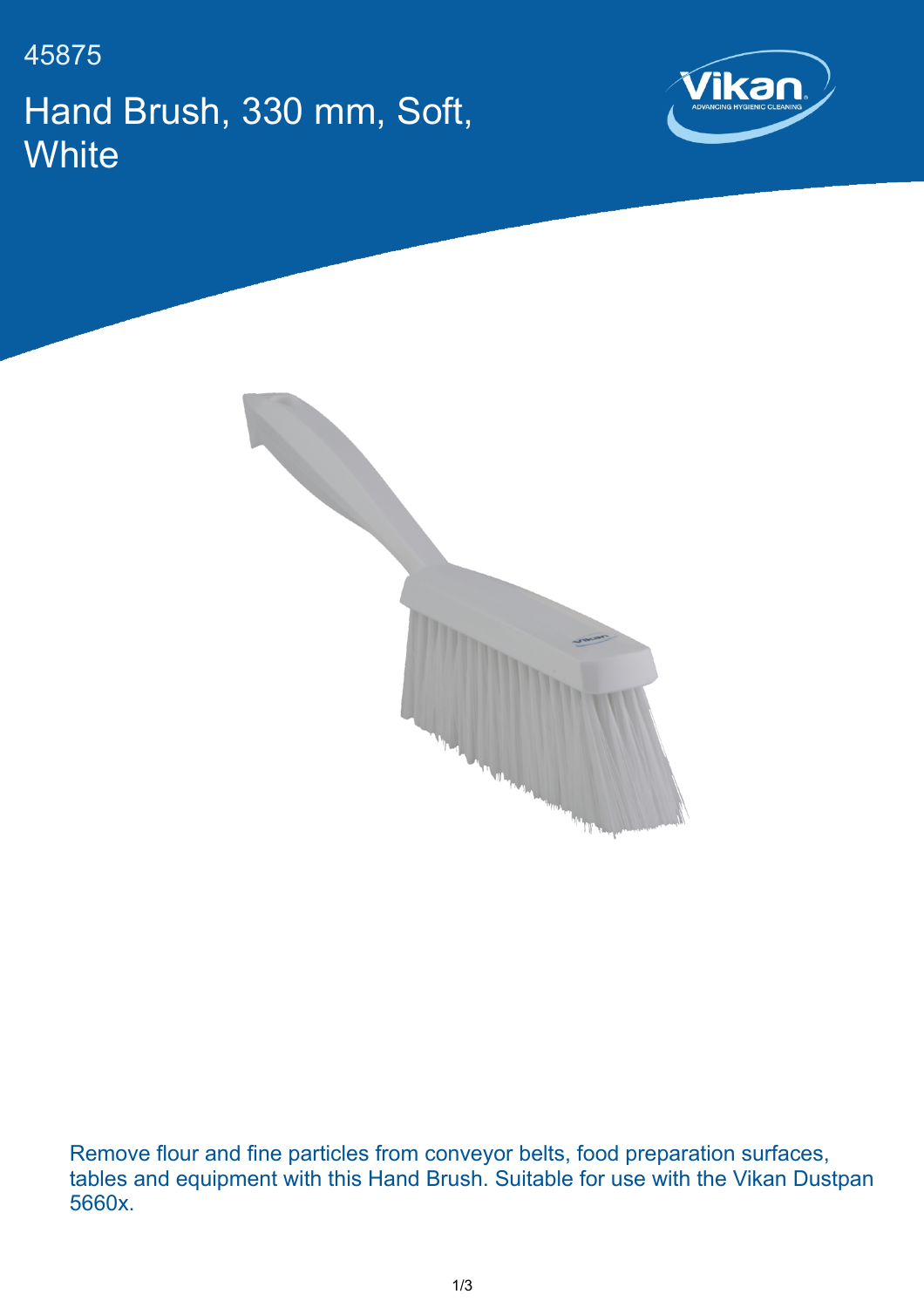45875

# Hand Brush, 330 mm, Soft, White

Remove flour and fine particles from conveyor belts, food preparation surfaces, tables and equipment with this Hand Brush. Suitable for use with the Vikan Dustpan 5660x.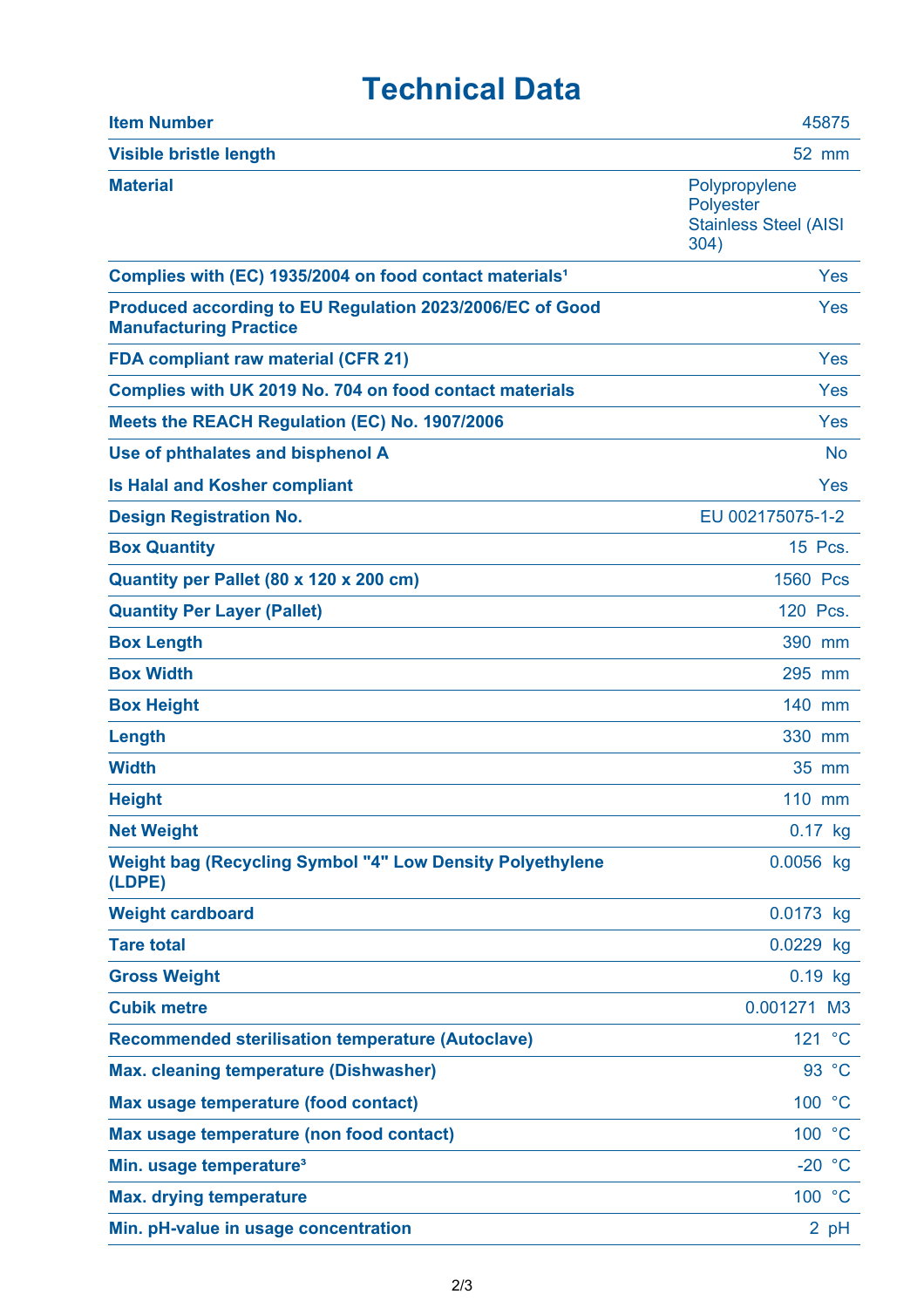# Technical Data

| | |
|---|---|
| **Item Number** | 45875 |
| **Visible bristle length** | 52 mm |
| **Material** | Polypropylene<br>Polyester<br>Stainless Steel (AISI 304) |
| **Complies with (EC) 1935/2004 on food contact materials[1]** | Yes |
| **Produced according to EU Regulation 2023/2006/EC of Good Manufacturing Practice** | Yes |
| **FDA compliant raw material (CFR 21)** | Yes |
| **Complies with UK 2019 No. 704 on food contact materials** | Yes |
| **Meets the REACH Regulation (EC) No. 1907/2006** | Yes |
| **Use of phthalates and bisphenol A** | No |
| **Is Halal and Kosher compliant** | Yes |
| **Design Registration No.** | EU 002175075-1-2 |
| **Box Quantity** | 15 Pcs. |
| **Quantity per Pallet (80 x 120 x 200 cm)** | 1560 Pcs |
| **Quantity Per Layer (Pallet)** | 120 Pcs. |
| **Box Length** | 390 mm |
| **Box Width** | 295 mm |
| **Box Height** | 140 mm |
| **Length** | 330 mm |
| **Width** | 35 mm |
| **Height** | 110 mm |
| **Net Weight** | 0.17 kg |
| **Weight bag (Recycling Symbol "4" Low Density Polyethylene (LDPE)** | 0.0056 kg |
| **Weight cardboard** | 0.0173 kg |
| **Tare total** | 0.0229 kg |
| **Gross Weight** | 0.19 kg |
| **Cubik metre** | 0.001271 M3 |
| **Recommended sterilisation temperature (Autoclave)** | 121 °C |
| **Max. cleaning temperature (Dishwasher)** | 93 °C |
| **Max usage temperature (food contact)** | 100 °C |
| **Max usage temperature (non food contact)** | 100 °C |
| **Min. usage temperature[3]** | -20 °C |
| **Max. drying temperature** | 100 °C |
| **Min. pH-value in usage concentration** | 2 pH |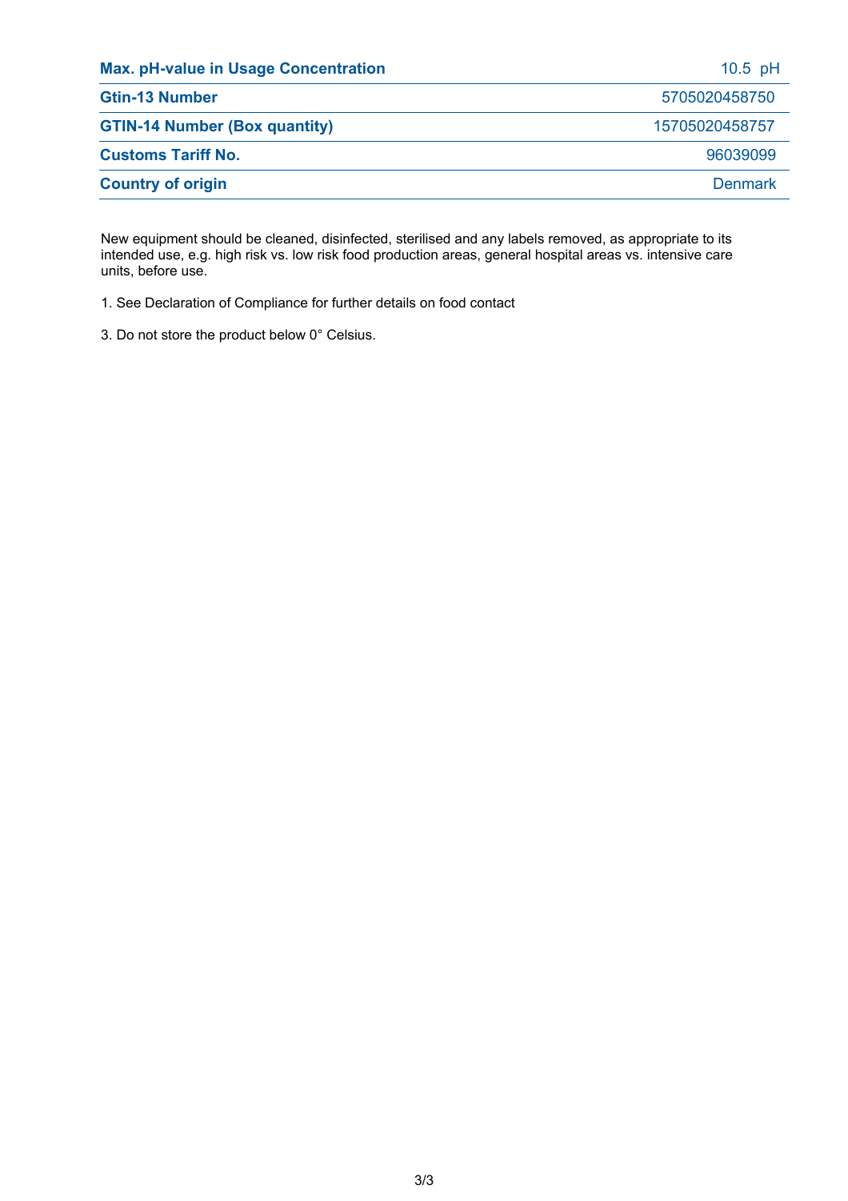| | |
|---|---|
| **Max. pH-value in Usage Concentration** | 10.5 pH |
| **Gtin-13 Number** | 5705020458750 |
| **GTIN-14 Number (Box quantity)** | 15705020458757 |
| **Customs Tariff No.** | 96039099 |
| **Country of origin** | Denmark |

New equipment should be cleaned, disinfected, sterilised and any labels removed, as appropriate to its intended use, e.g. high risk vs. low risk food production areas, general hospital areas vs. intensive care units, before use.

1. See Declaration of Compliance for further details on food contact

3. Do not store the product below 0° Celsius.